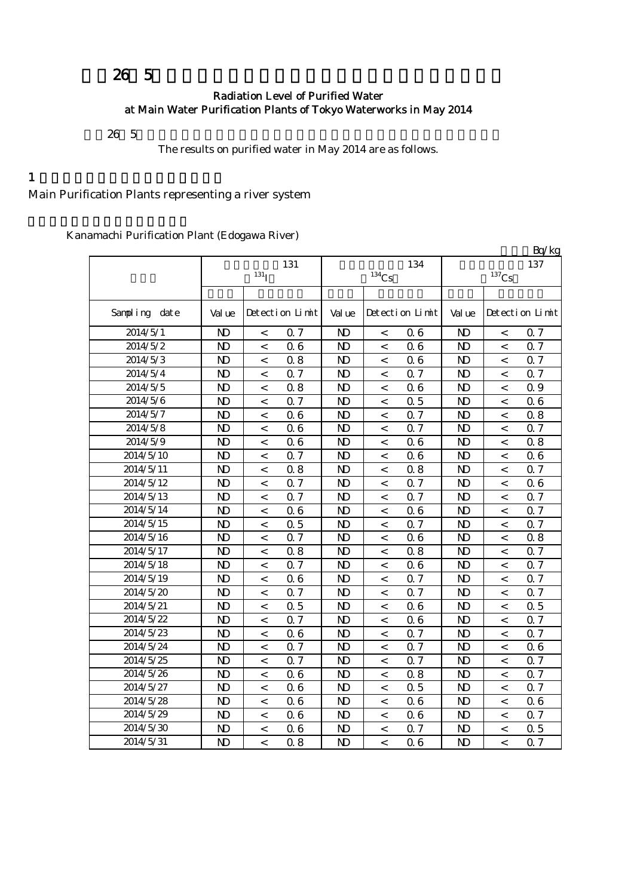# 平成26年5月 東京都水道局主要浄水場の浄水（水道水）の放射能測定結果

## Radiation Level of Purified Water at Main Water Purification Plants of Tokyo Waterworks in May 2014

平成26年5月の東京都水道局主要浄水場の浄水（水道水）の放射能測定結果は以下のとおりです。

The results on purified water in May 2014 are as follows.

## 1 水系を代表する主要浄水場

Main Purification Plants representing a river system

### 金町浄水場（江戸川）

Kanamachi Purification Plant (Edogawa River)

単位：Bq/kg

| 採水日 | 放射性ヨウ素131 ($^{131}$I) | | | 放射性セシウム134 ($^{134}$Cs) | | | 放射性セシウム137 ($^{137}$Cs) | | |
|---|---|---|---|---|---|---|---|---|---|
| | 測定値 | 検出限界値 | | 測定値 | 検出限界値 | | 測定値 | 検出限界値 | |
| Sampling date | Value | Detection Limit | | Value | Detection Limit | | Value | Detection Limit | |
| 2014/5/1 | ND | < | 0.7 | ND | < | 0.6 | ND | < | 0.7 |
| 2014/5/2 | ND | < | 0.6 | ND | < | 0.6 | ND | < | 0.7 |
| 2014/5/3 | ND | < | 0.8 | ND | < | 0.6 | ND | < | 0.7 |
| 2014/5/4 | ND | < | 0.7 | ND | < | 0.7 | ND | < | 0.7 |
| 2014/5/5 | ND | < | 0.8 | ND | < | 0.6 | ND | < | 0.9 |
| 2014/5/6 | ND | < | 0.7 | ND | < | 0.5 | ND | < | 0.6 |
| 2014/5/7 | ND | < | 0.6 | ND | < | 0.7 | ND | < | 0.8 |
| 2014/5/8 | ND | < | 0.6 | ND | < | 0.7 | ND | < | 0.7 |
| 2014/5/9 | ND | < | 0.6 | ND | < | 0.6 | ND | < | 0.8 |
| 2014/5/10 | ND | < | 0.7 | ND | < | 0.6 | ND | < | 0.6 |
| 2014/5/11 | ND | < | 0.8 | ND | < | 0.8 | ND | < | 0.7 |
| 2014/5/12 | ND | < | 0.7 | ND | < | 0.7 | ND | < | 0.6 |
| 2014/5/13 | ND | < | 0.7 | ND | < | 0.7 | ND | < | 0.7 |
| 2014/5/14 | ND | < | 0.6 | ND | < | 0.6 | ND | < | 0.7 |
| 2014/5/15 | ND | < | 0.5 | ND | < | 0.7 | ND | < | 0.7 |
| 2014/5/16 | ND | < | 0.7 | ND | < | 0.6 | ND | < | 0.8 |
| 2014/5/17 | ND | < | 0.8 | ND | < | 0.8 | ND | < | 0.7 |
| 2014/5/18 | ND | < | 0.7 | ND | < | 0.6 | ND | < | 0.7 |
| 2014/5/19 | ND | < | 0.6 | ND | < | 0.7 | ND | < | 0.7 |
| 2014/5/20 | ND | < | 0.7 | ND | < | 0.7 | ND | < | 0.7 |
| 2014/5/21 | ND | < | 0.5 | ND | < | 0.6 | ND | < | 0.5 |
| 2014/5/22 | ND | < | 0.7 | ND | < | 0.6 | ND | < | 0.7 |
| 2014/5/23 | ND | < | 0.6 | ND | < | 0.7 | ND | < | 0.7 |
| 2014/5/24 | ND | < | 0.7 | ND | < | 0.7 | ND | < | 0.6 |
| 2014/5/25 | ND | < | 0.7 | ND | < | 0.7 | ND | < | 0.7 |
| 2014/5/26 | ND | < | 0.6 | ND | < | 0.8 | ND | < | 0.7 |
| 2014/5/27 | ND | < | 0.6 | ND | < | 0.5 | ND | < | 0.7 |
| 2014/5/28 | ND | < | 0.6 | ND | < | 0.6 | ND | < | 0.6 |
| 2014/5/29 | ND | < | 0.6 | ND | < | 0.6 | ND | < | 0.7 |
| 2014/5/30 | ND | < | 0.6 | ND | < | 0.7 | ND | < | 0.5 |
| 2014/5/31 | ND | < | 0.8 | ND | < | 0.6 | ND | < | 0.7 |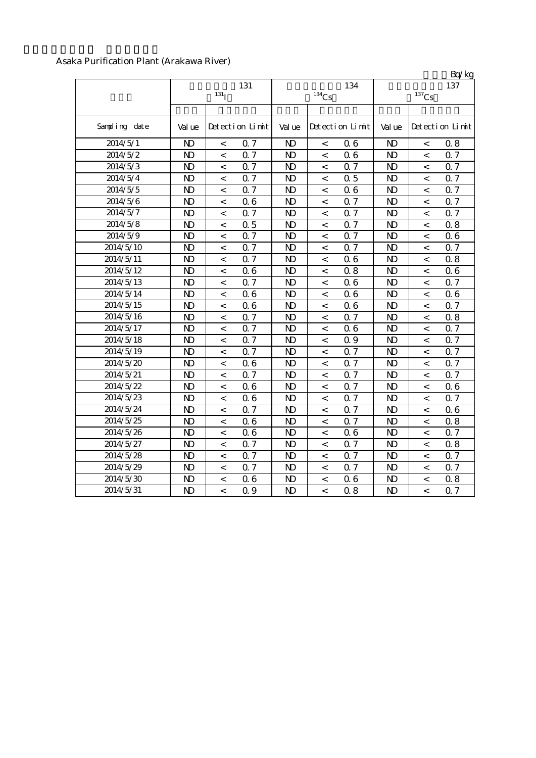Asaka Purification Plant (Arakawa River)

Bq/kg

| | 131 $^{131}I$ | | | 134 $^{134}Cs$ | | | 137 $^{137}Cs$ | | |
|---|---|---|---|---|---|---|---|---|---|
| Sampling date | Value | Detection Limit | | Value | Detection Limit | | Value | Detection Limit | |
| 2014/5/1 | ND | < | 0.7 | ND | < | 0.6 | ND | < | 0.8 |
| 2014/5/2 | ND | < | 0.7 | ND | < | 0.6 | ND | < | 0.7 |
| 2014/5/3 | ND | < | 0.7 | ND | < | 0.7 | ND | < | 0.7 |
| 2014/5/4 | ND | < | 0.7 | ND | < | 0.5 | ND | < | 0.7 |
| 2014/5/5 | ND | < | 0.7 | ND | < | 0.6 | ND | < | 0.7 |
| 2014/5/6 | ND | < | 0.6 | ND | < | 0.7 | ND | < | 0.7 |
| 2014/5/7 | ND | < | 0.7 | ND | < | 0.7 | ND | < | 0.7 |
| 2014/5/8 | ND | < | 0.5 | ND | < | 0.7 | ND | < | 0.8 |
| 2014/5/9 | ND | < | 0.7 | ND | < | 0.7 | ND | < | 0.6 |
| 2014/5/10 | ND | < | 0.7 | ND | < | 0.7 | ND | < | 0.7 |
| 2014/5/11 | ND | < | 0.7 | ND | < | 0.6 | ND | < | 0.8 |
| 2014/5/12 | ND | < | 0.6 | ND | < | 0.8 | ND | < | 0.6 |
| 2014/5/13 | ND | < | 0.7 | ND | < | 0.6 | ND | < | 0.7 |
| 2014/5/14 | ND | < | 0.6 | ND | < | 0.6 | ND | < | 0.6 |
| 2014/5/15 | ND | < | 0.6 | ND | < | 0.6 | ND | < | 0.7 |
| 2014/5/16 | ND | < | 0.7 | ND | < | 0.7 | ND | < | 0.8 |
| 2014/5/17 | ND | < | 0.7 | ND | < | 0.6 | ND | < | 0.7 |
| 2014/5/18 | ND | < | 0.7 | ND | < | 0.9 | ND | < | 0.7 |
| 2014/5/19 | ND | < | 0.7 | ND | < | 0.7 | ND | < | 0.7 |
| 2014/5/20 | ND | < | 0.6 | ND | < | 0.7 | ND | < | 0.7 |
| 2014/5/21 | ND | < | 0.7 | ND | < | 0.7 | ND | < | 0.7 |
| 2014/5/22 | ND | < | 0.6 | ND | < | 0.7 | ND | < | 0.6 |
| 2014/5/23 | ND | < | 0.6 | ND | < | 0.7 | ND | < | 0.7 |
| 2014/5/24 | ND | < | 0.7 | ND | < | 0.7 | ND | < | 0.6 |
| 2014/5/25 | ND | < | 0.6 | ND | < | 0.7 | ND | < | 0.8 |
| 2014/5/26 | ND | < | 0.6 | ND | < | 0.6 | ND | < | 0.7 |
| 2014/5/27 | ND | < | 0.7 | ND | < | 0.7 | ND | < | 0.8 |
| 2014/5/28 | ND | < | 0.7 | ND | < | 0.7 | ND | < | 0.7 |
| 2014/5/29 | ND | < | 0.7 | ND | < | 0.7 | ND | < | 0.7 |
| 2014/5/30 | ND | < | 0.6 | ND | < | 0.6 | ND | < | 0.8 |
| 2014/5/31 | ND | < | 0.9 | ND | < | 0.8 | ND | < | 0.7 |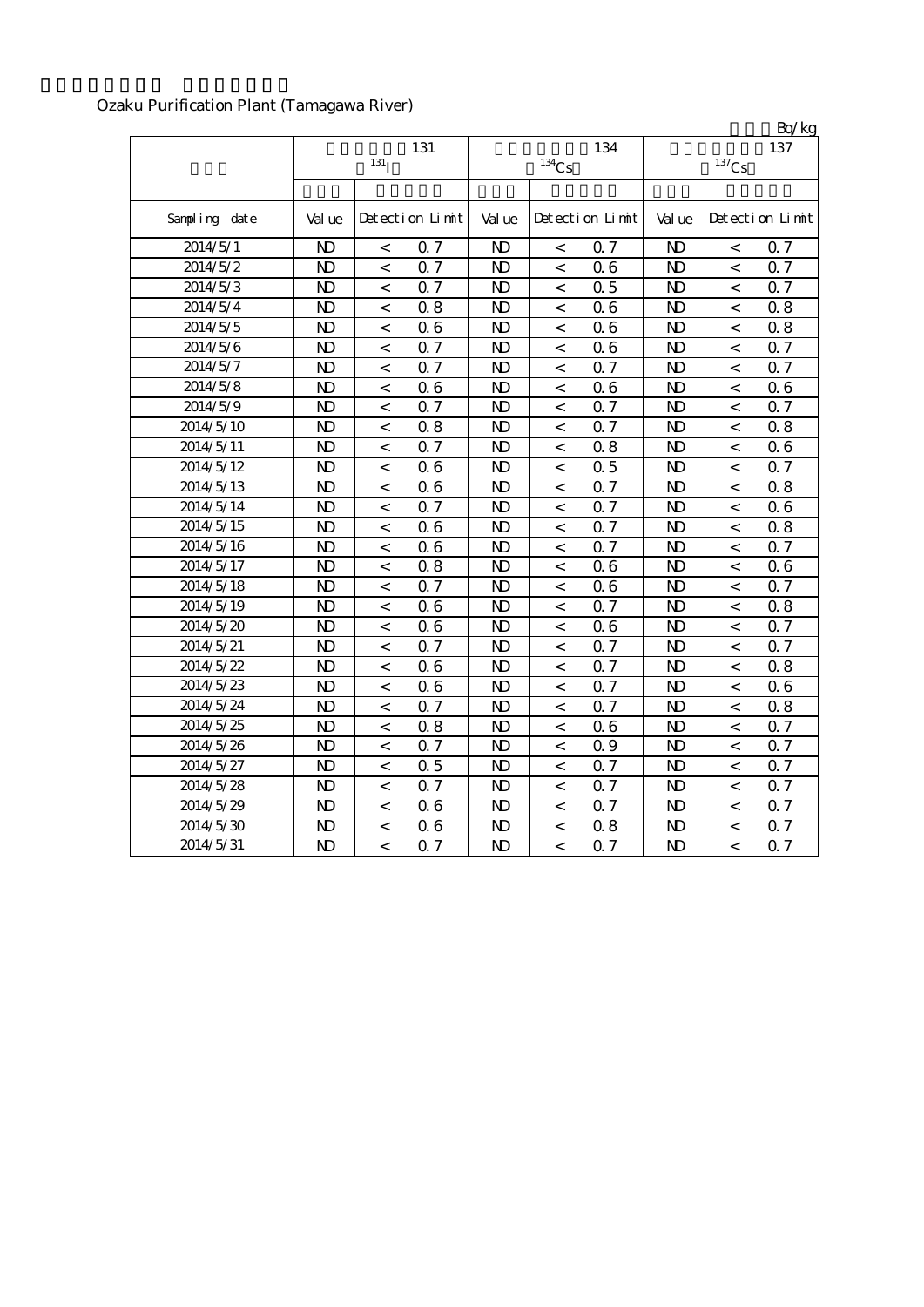Ozaku Purification Plant (Tamagawa River)

Bq/kg

| | 131 $^{131}$I | | | 134 $^{134}$Cs | | | 137 $^{137}$Cs | | |
|---|---|---|---|---|---|---|---|---|---|
| Sampling date | Value | Detection Limit | | Value | Detection Limit | | Value | Detection Limit | |
| 2014/5/1 | ND | < | 0.7 | ND | < | 0.7 | ND | < | 0.7 |
| 2014/5/2 | ND | < | 0.7 | ND | < | 0.6 | ND | < | 0.7 |
| 2014/5/3 | ND | < | 0.7 | ND | < | 0.5 | ND | < | 0.7 |
| 2014/5/4 | ND | < | 0.8 | ND | < | 0.6 | ND | < | 0.8 |
| 2014/5/5 | ND | < | 0.6 | ND | < | 0.6 | ND | < | 0.8 |
| 2014/5/6 | ND | < | 0.7 | ND | < | 0.6 | ND | < | 0.7 |
| 2014/5/7 | ND | < | 0.7 | ND | < | 0.7 | ND | < | 0.7 |
| 2014/5/8 | ND | < | 0.6 | ND | < | 0.6 | ND | < | 0.6 |
| 2014/5/9 | ND | < | 0.7 | ND | < | 0.7 | ND | < | 0.7 |
| 2014/5/10 | ND | < | 0.8 | ND | < | 0.7 | ND | < | 0.8 |
| 2014/5/11 | ND | < | 0.7 | ND | < | 0.8 | ND | < | 0.6 |
| 2014/5/12 | ND | < | 0.6 | ND | < | 0.5 | ND | < | 0.7 |
| 2014/5/13 | ND | < | 0.6 | ND | < | 0.7 | ND | < | 0.8 |
| 2014/5/14 | ND | < | 0.7 | ND | < | 0.7 | ND | < | 0.6 |
| 2014/5/15 | ND | < | 0.6 | ND | < | 0.7 | ND | < | 0.8 |
| 2014/5/16 | ND | < | 0.6 | ND | < | 0.7 | ND | < | 0.7 |
| 2014/5/17 | ND | < | 0.8 | ND | < | 0.6 | ND | < | 0.6 |
| 2014/5/18 | ND | < | 0.7 | ND | < | 0.6 | ND | < | 0.7 |
| 2014/5/19 | ND | < | 0.6 | ND | < | 0.7 | ND | < | 0.8 |
| 2014/5/20 | ND | < | 0.6 | ND | < | 0.6 | ND | < | 0.7 |
| 2014/5/21 | ND | < | 0.7 | ND | < | 0.7 | ND | < | 0.7 |
| 2014/5/22 | ND | < | 0.6 | ND | < | 0.7 | ND | < | 0.8 |
| 2014/5/23 | ND | < | 0.6 | ND | < | 0.7 | ND | < | 0.6 |
| 2014/5/24 | ND | < | 0.7 | ND | < | 0.7 | ND | < | 0.8 |
| 2014/5/25 | ND | < | 0.8 | ND | < | 0.6 | ND | < | 0.7 |
| 2014/5/26 | ND | < | 0.7 | ND | < | 0.9 | ND | < | 0.7 |
| 2014/5/27 | ND | < | 0.5 | ND | < | 0.7 | ND | < | 0.7 |
| 2014/5/28 | ND | < | 0.7 | ND | < | 0.7 | ND | < | 0.7 |
| 2014/5/29 | ND | < | 0.6 | ND | < | 0.7 | ND | < | 0.7 |
| 2014/5/30 | ND | < | 0.6 | ND | < | 0.8 | ND | < | 0.7 |
| 2014/5/31 | ND | < | 0.7 | ND | < | 0.7 | ND | < | 0.7 |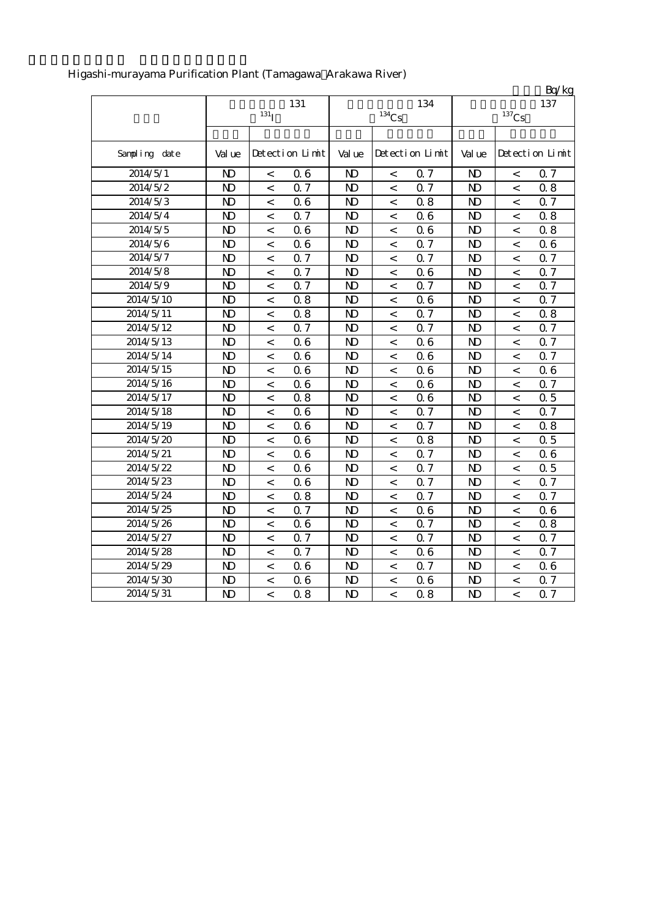Higashi-murayama Purification Plant (Tamagawa Arakawa River)

Bq/kg

| | 131 $^{131}$I | | | 134 $^{134}$Cs | | | 137 $^{137}$Cs | | |
|---|---|---|---|---|---|---|---|---|---|
| Sampling date | Value | Detection Limit | | Value | Detection Limit | | Value | Detection Limit | |
| 2014/5/1 | ND | < | 0.6 | ND | < | 0.7 | ND | < | 0.7 |
| 2014/5/2 | ND | < | 0.7 | ND | < | 0.7 | ND | < | 0.8 |
| 2014/5/3 | ND | < | 0.6 | ND | < | 0.8 | ND | < | 0.7 |
| 2014/5/4 | ND | < | 0.7 | ND | < | 0.6 | ND | < | 0.8 |
| 2014/5/5 | ND | < | 0.6 | ND | < | 0.6 | ND | < | 0.8 |
| 2014/5/6 | ND | < | 0.6 | ND | < | 0.7 | ND | < | 0.6 |
| 2014/5/7 | ND | < | 0.7 | ND | < | 0.7 | ND | < | 0.7 |
| 2014/5/8 | ND | < | 0.7 | ND | < | 0.6 | ND | < | 0.7 |
| 2014/5/9 | ND | < | 0.7 | ND | < | 0.7 | ND | < | 0.7 |
| 2014/5/10 | ND | < | 0.8 | ND | < | 0.6 | ND | < | 0.7 |
| 2014/5/11 | ND | < | 0.8 | ND | < | 0.7 | ND | < | 0.8 |
| 2014/5/12 | ND | < | 0.7 | ND | < | 0.7 | ND | < | 0.7 |
| 2014/5/13 | ND | < | 0.6 | ND | < | 0.6 | ND | < | 0.7 |
| 2014/5/14 | ND | < | 0.6 | ND | < | 0.6 | ND | < | 0.7 |
| 2014/5/15 | ND | < | 0.6 | ND | < | 0.6 | ND | < | 0.6 |
| 2014/5/16 | ND | < | 0.6 | ND | < | 0.6 | ND | < | 0.7 |
| 2014/5/17 | ND | < | 0.8 | ND | < | 0.6 | ND | < | 0.5 |
| 2014/5/18 | ND | < | 0.6 | ND | < | 0.7 | ND | < | 0.7 |
| 2014/5/19 | ND | < | 0.6 | ND | < | 0.7 | ND | < | 0.8 |
| 2014/5/20 | ND | < | 0.6 | ND | < | 0.8 | ND | < | 0.5 |
| 2014/5/21 | ND | < | 0.6 | ND | < | 0.7 | ND | < | 0.6 |
| 2014/5/22 | ND | < | 0.6 | ND | < | 0.7 | ND | < | 0.5 |
| 2014/5/23 | ND | < | 0.6 | ND | < | 0.7 | ND | < | 0.7 |
| 2014/5/24 | ND | < | 0.8 | ND | < | 0.7 | ND | < | 0.7 |
| 2014/5/25 | ND | < | 0.7 | ND | < | 0.6 | ND | < | 0.6 |
| 2014/5/26 | ND | < | 0.6 | ND | < | 0.7 | ND | < | 0.8 |
| 2014/5/27 | ND | < | 0.7 | ND | < | 0.7 | ND | < | 0.7 |
| 2014/5/28 | ND | < | 0.7 | ND | < | 0.6 | ND | < | 0.7 |
| 2014/5/29 | ND | < | 0.6 | ND | < | 0.7 | ND | < | 0.6 |
| 2014/5/30 | ND | < | 0.6 | ND | < | 0.6 | ND | < | 0.7 |
| 2014/5/31 | ND | < | 0.8 | ND | < | 0.8 | ND | < | 0.7 |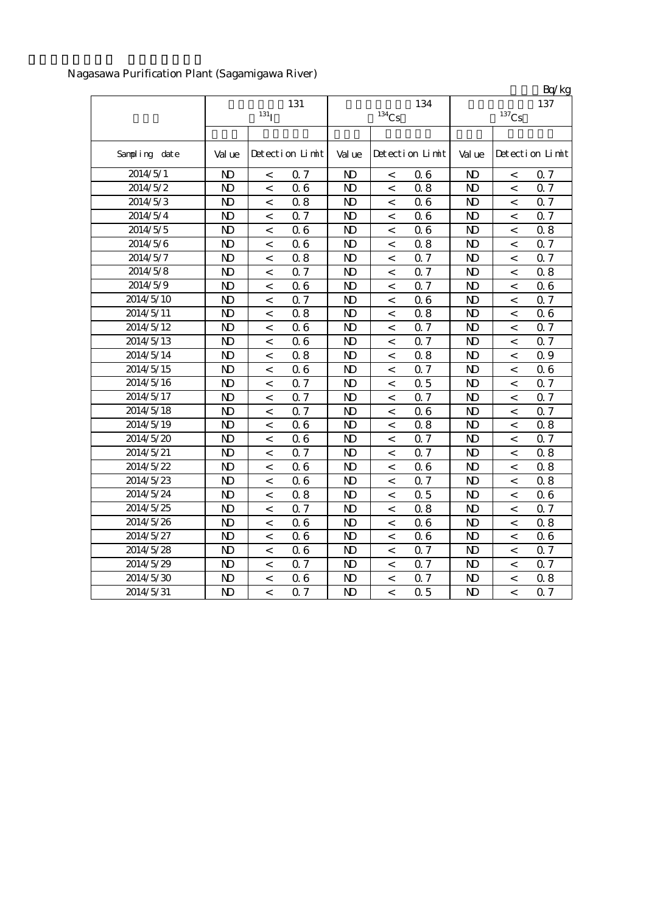Nagasawa Purification Plant (Sagamigawa River)

Bq/kg

| | 131 $^{131}I$ | | | 134 $^{134}Cs$ | | | 137 $^{137}Cs$ | | |
|---|---|---|---|---|---|---|---|---|---|
| Sampling date | Value | Detection Limit | | Value | Detection Limit | | Value | Detection Limit | |
| 2014/5/1 | ND | < | 0.7 | ND | < | 0.6 | ND | < | 0.7 |
| 2014/5/2 | ND | < | 0.6 | ND | < | 0.8 | ND | < | 0.7 |
| 2014/5/3 | ND | < | 0.8 | ND | < | 0.6 | ND | < | 0.7 |
| 2014/5/4 | ND | < | 0.7 | ND | < | 0.6 | ND | < | 0.7 |
| 2014/5/5 | ND | < | 0.6 | ND | < | 0.6 | ND | < | 0.8 |
| 2014/5/6 | ND | < | 0.6 | ND | < | 0.8 | ND | < | 0.7 |
| 2014/5/7 | ND | < | 0.8 | ND | < | 0.7 | ND | < | 0.7 |
| 2014/5/8 | ND | < | 0.7 | ND | < | 0.7 | ND | < | 0.8 |
| 2014/5/9 | ND | < | 0.6 | ND | < | 0.7 | ND | < | 0.6 |
| 2014/5/10 | ND | < | 0.7 | ND | < | 0.6 | ND | < | 0.7 |
| 2014/5/11 | ND | < | 0.8 | ND | < | 0.8 | ND | < | 0.6 |
| 2014/5/12 | ND | < | 0.6 | ND | < | 0.7 | ND | < | 0.7 |
| 2014/5/13 | ND | < | 0.6 | ND | < | 0.7 | ND | < | 0.7 |
| 2014/5/14 | ND | < | 0.8 | ND | < | 0.8 | ND | < | 0.9 |
| 2014/5/15 | ND | < | 0.6 | ND | < | 0.7 | ND | < | 0.6 |
| 2014/5/16 | ND | < | 0.7 | ND | < | 0.5 | ND | < | 0.7 |
| 2014/5/17 | ND | < | 0.7 | ND | < | 0.7 | ND | < | 0.7 |
| 2014/5/18 | ND | < | 0.7 | ND | < | 0.6 | ND | < | 0.7 |
| 2014/5/19 | ND | < | 0.6 | ND | < | 0.8 | ND | < | 0.8 |
| 2014/5/20 | ND | < | 0.6 | ND | < | 0.7 | ND | < | 0.7 |
| 2014/5/21 | ND | < | 0.7 | ND | < | 0.7 | ND | < | 0.8 |
| 2014/5/22 | ND | < | 0.6 | ND | < | 0.6 | ND | < | 0.8 |
| 2014/5/23 | ND | < | 0.6 | ND | < | 0.7 | ND | < | 0.8 |
| 2014/5/24 | ND | < | 0.8 | ND | < | 0.5 | ND | < | 0.6 |
| 2014/5/25 | ND | < | 0.7 | ND | < | 0.8 | ND | < | 0.7 |
| 2014/5/26 | ND | < | 0.6 | ND | < | 0.6 | ND | < | 0.8 |
| 2014/5/27 | ND | < | 0.6 | ND | < | 0.6 | ND | < | 0.6 |
| 2014/5/28 | ND | < | 0.6 | ND | < | 0.7 | ND | < | 0.7 |
| 2014/5/29 | ND | < | 0.7 | ND | < | 0.7 | ND | < | 0.7 |
| 2014/5/30 | ND | < | 0.6 | ND | < | 0.7 | ND | < | 0.8 |
| 2014/5/31 | ND | < | 0.7 | ND | < | 0.5 | ND | < | 0.7 |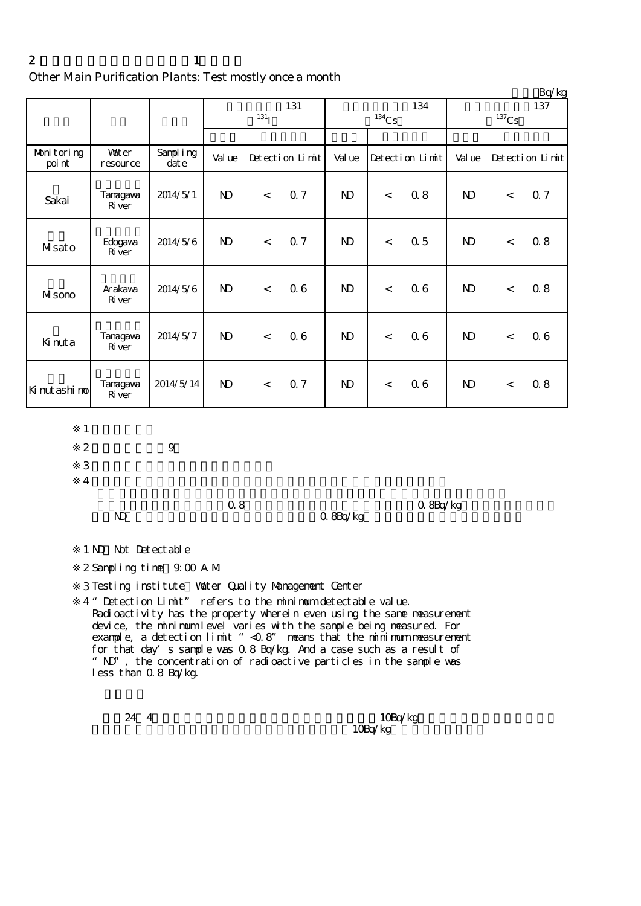2 1

Other Main Purification Plants: Test mostly once a month

Bq/kg

| | | | 131 $^{131}I$ | | | 134 $^{134}Cs$ | | | 137 $^{137}Cs$ | | |
|---|---|---|---|---|---|---|---|---|---|---|---|
| Monitoring point | Water resource | Sampling date | Value | Detection Limit | | Value | Detection Limit | | Value | Detection Limit | |
| Sakai | Tamagawa River | 2014/5/1 | ND | < | 0.7 | ND | < | 0.8 | ND | < | 0.7 |
| Misato | Edogawa River | 2014/5/6 | ND | < | 0.7 | ND | < | 0.5 | ND | < | 0.8 |
| Misono | Arakawa River | 2014/5/6 | ND | < | 0.6 | ND | < | 0.6 | ND | < | 0.8 |
| Kinuta | Tamagawa River | 2014/5/7 | ND | < | 0.6 | ND | < | 0.6 | ND | < | 0.6 |
| Kinutashimo | Tamagawa River | 2014/5/14 | ND | < | 0.7 | ND | < | 0.6 | ND | < | 0.8 |

※1

※2 9

※3

※4

0.8 0.8Bq/kg

ND 0.8Bq/kg

※1 ND: Not Detectable

※2 Sampling time: 9:00 A.M.

※3 Testing institute: Water Quality Management Center

※4 "Detection Limit" refers to the minimum detectable value.
Radioactivity has the property wherein even using the same measurement device, the minimum level varies with the sample being measured. For example, a detection limit "<0.8" means that the minimum measurement for that day's sample was 0.8 Bq/kg. And a case such as a result of "ND", the concentration of radioactive particles in the sample was less than 0.8 Bq/kg.

24 4 10Bq/kg

10Bq/kg